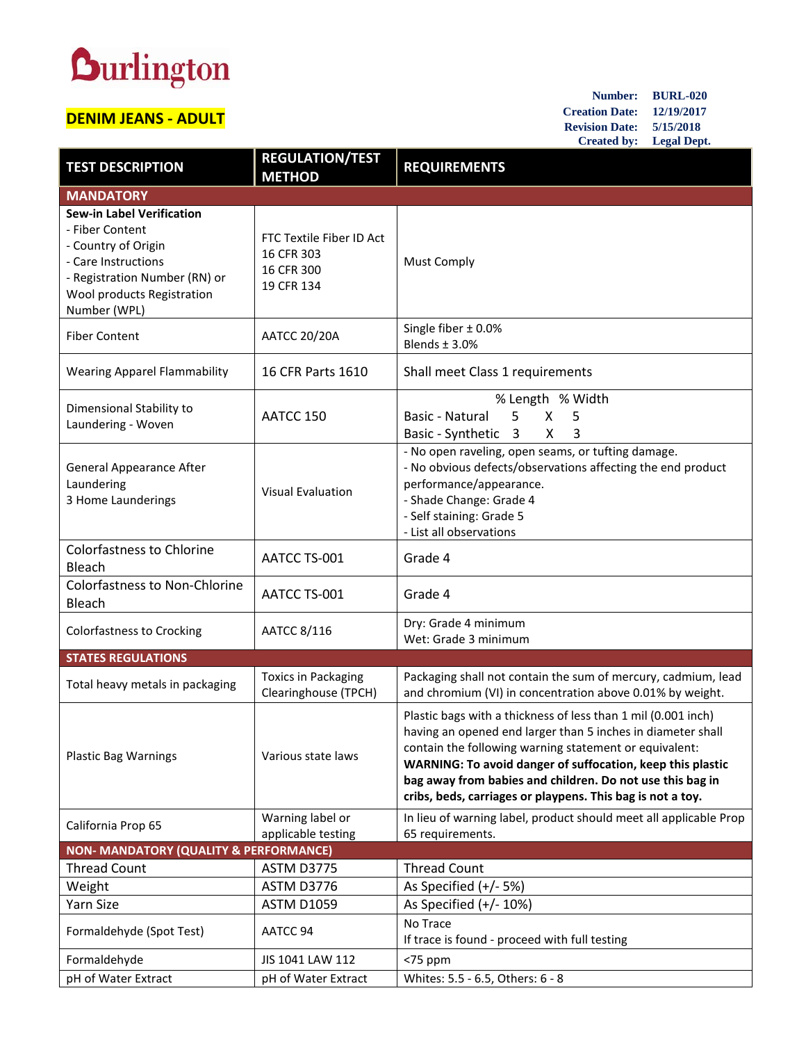# Burlington

## DENIM JEANS - ADULT

**Number:** BURL-020
**Creation Date:** 12/19/2017
**Revision Date:** 5/15/2018
**Created by:** Legal Dept.

| TEST DESCRIPTION | REGULATION/TEST METHOD | REQUIREMENTS |
|---|---|---|
| **MANDATORY** | | |
| **Sew-in Label Verification**<br>- Fiber Content<br>- Country of Origin<br>- Care Instructions<br>- Registration Number (RN) or Wool products Registration Number (WPL) | FTC Textile Fiber ID Act<br>16 CFR 303<br>16 CFR 300<br>19 CFR 134 | Must Comply |
| Fiber Content | AATCC 20/20A | Single fiber ± 0.0%<br>Blends ± 3.0% |
| Wearing Apparel Flammability | 16 CFR Parts 1610 | Shall meet Class 1 requirements |
| Dimensional Stability to Laundering - Woven | AATCC 150 | % Length % Width<br>Basic - Natural 5 X 5<br>Basic - Synthetic 3 X 3 |
| General Appearance After Laundering<br>3 Home Launderings | Visual Evaluation | - No open raveling, open seams, or tufting damage.<br>- No obvious defects/observations affecting the end product performance/appearance.<br>- Shade Change: Grade 4<br>- Self staining: Grade 5<br>- List all observations |
| Colorfastness to Chlorine Bleach | AATCC TS-001 | Grade 4 |
| Colorfastness to Non-Chlorine Bleach | AATCC TS-001 | Grade 4 |
| Colorfastness to Crocking | AATCC 8/116 | Dry: Grade 4 minimum<br>Wet: Grade 3 minimum |
| **STATES REGULATIONS** | | |
| Total heavy metals in packaging | Toxics in Packaging Clearinghouse (TPCH) | Packaging shall not contain the sum of mercury, cadmium, lead and chromium (VI) in concentration above 0.01% by weight. |
| Plastic Bag Warnings | Various state laws | Plastic bags with a thickness of less than 1 mil (0.001 inch) having an opened end larger than 5 inches in diameter shall contain the following warning statement or equivalent:<br>**WARNING: To avoid danger of suffocation, keep this plastic bag away from babies and children. Do not use this bag in cribs, beds, carriages or playpens. This bag is not a toy.** |
| California Prop 65 | Warning label or applicable testing | In lieu of warning label, product should meet all applicable Prop 65 requirements. |
| **NON- MANDATORY (QUALITY & PERFORMANCE)** | | |
| Thread Count | ASTM D3775 | Thread Count |
| Weight | ASTM D3776 | As Specified (+/- 5%) |
| Yarn Size | ASTM D1059 | As Specified (+/- 10%) |
| Formaldehyde (Spot Test) | AATCC 94 | No Trace<br>If trace is found - proceed with full testing |
| Formaldehyde | JIS 1041 LAW 112 | <75 ppm |
| pH of Water Extract | pH of Water Extract | Whites: 5.5 - 6.5, Others: 6 - 8 |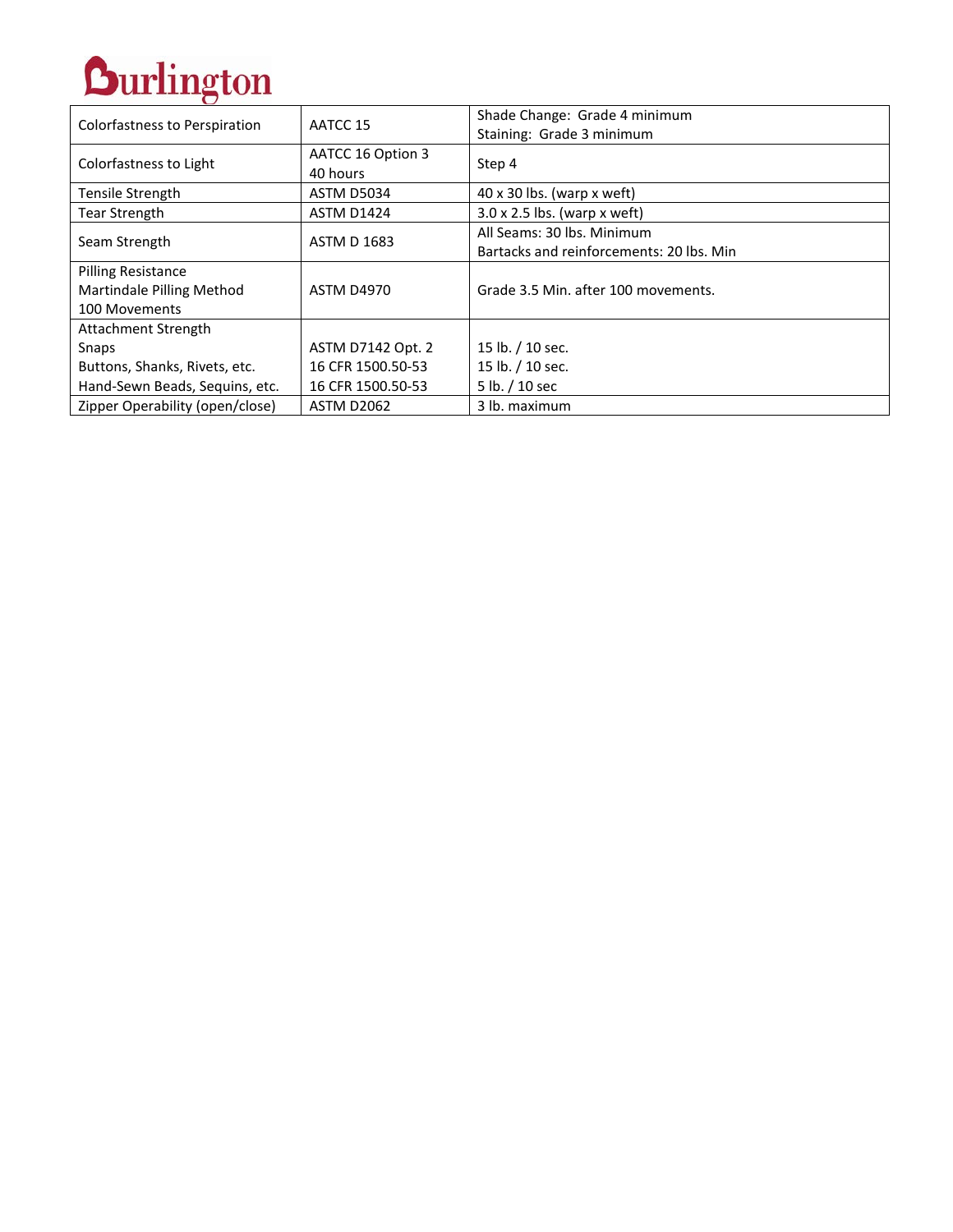Burlington

| | | |
|---|---|---|
| Colorfastness to Perspiration | AATCC 15 | Shade Change: Grade 4 minimum<br>Staining: Grade 3 minimum |
| Colorfastness to Light | AATCC 16 Option 3<br>40 hours | Step 4 |
| Tensile Strength | ASTM D5034 | 40 x 30 lbs. (warp x weft) |
| Tear Strength | ASTM D1424 | 3.0 x 2.5 lbs. (warp x weft) |
| Seam Strength | ASTM D 1683 | All Seams: 30 lbs. Minimum<br>Bartacks and reinforcements: 20 lbs. Min |
| Pilling Resistance<br>Martindale Pilling Method<br>100 Movements | ASTM D4970 | Grade 3.5 Min. after 100 movements. |
| Attachment Strength<br>Snaps<br>Buttons, Shanks, Rivets, etc.<br>Hand-Sewn Beads, Sequins, etc. | <br>ASTM D7142 Opt. 2<br>16 CFR 1500.50-53<br>16 CFR 1500.50-53 | <br>15 lb. / 10 sec.<br>15 lb. / 10 sec.<br>5 lb. / 10 sec |
| Zipper Operability (open/close) | ASTM D2062 | 3 lb. maximum |